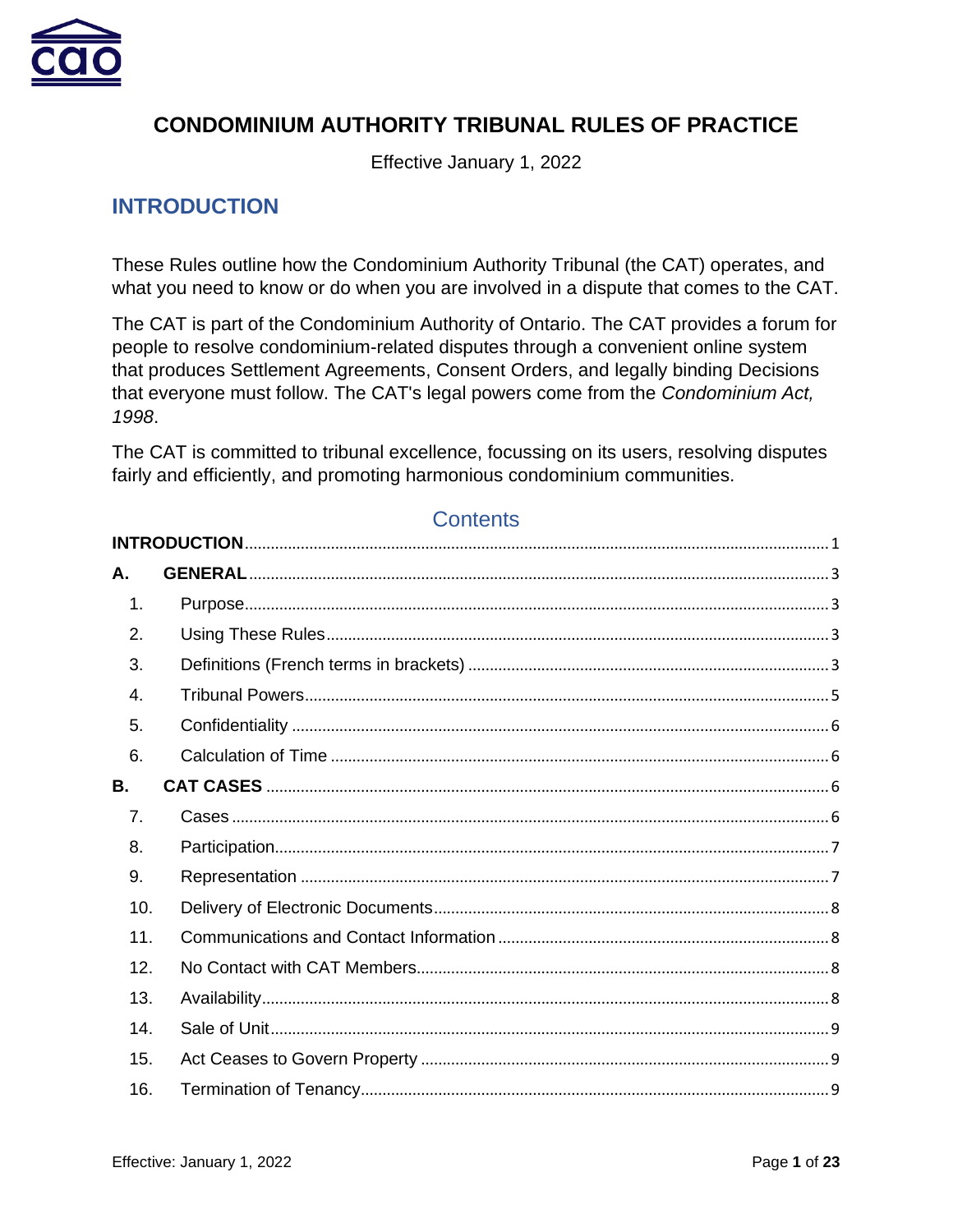# CONDOMINIUM AUTHORITY TRIBUNAL RULES OF PRACTICE

Effective January 1, 2022

## INTRODUCTION

These Rules outline how the Condominium Authority Tribunal (the CAT) operates, and what you need to know or do when you are involved in a dispute that comes to the CAT.

The CAT is part of the Condominium Authority of Ontario. The CAT provides a forum for people to resolve condominium-related disputes through a convenient online system that produces Settlement Agreements, Consent Orders, and legally binding Decisions that everyone must follow. The CAT's legal powers come from the *Condominium Act, 1998*.

The CAT is committed to tribunal excellence, focussing on its users, resolving disputes fairly and efficiently, and promoting harmonious condominium communities.

## Contents

**INTRODUCTION** .......... 1

**A. GENERAL** .......... 3

1. Purpose .......... 3
2. Using These Rules .......... 3
3. Definitions (French terms in brackets) .......... 3
4. Tribunal Powers .......... 5
5. Confidentiality .......... 6
6. Calculation of Time .......... 6

**B. CAT CASES** .......... 6

7. Cases .......... 6
8. Participation .......... 7
9. Representation .......... 7
10. Delivery of Electronic Documents .......... 8
11. Communications and Contact Information .......... 8
12. No Contact with CAT Members .......... 8
13. Availability .......... 8
14. Sale of Unit .......... 9
15. Act Ceases to Govern Property .......... 9
16. Termination of Tenancy .......... 9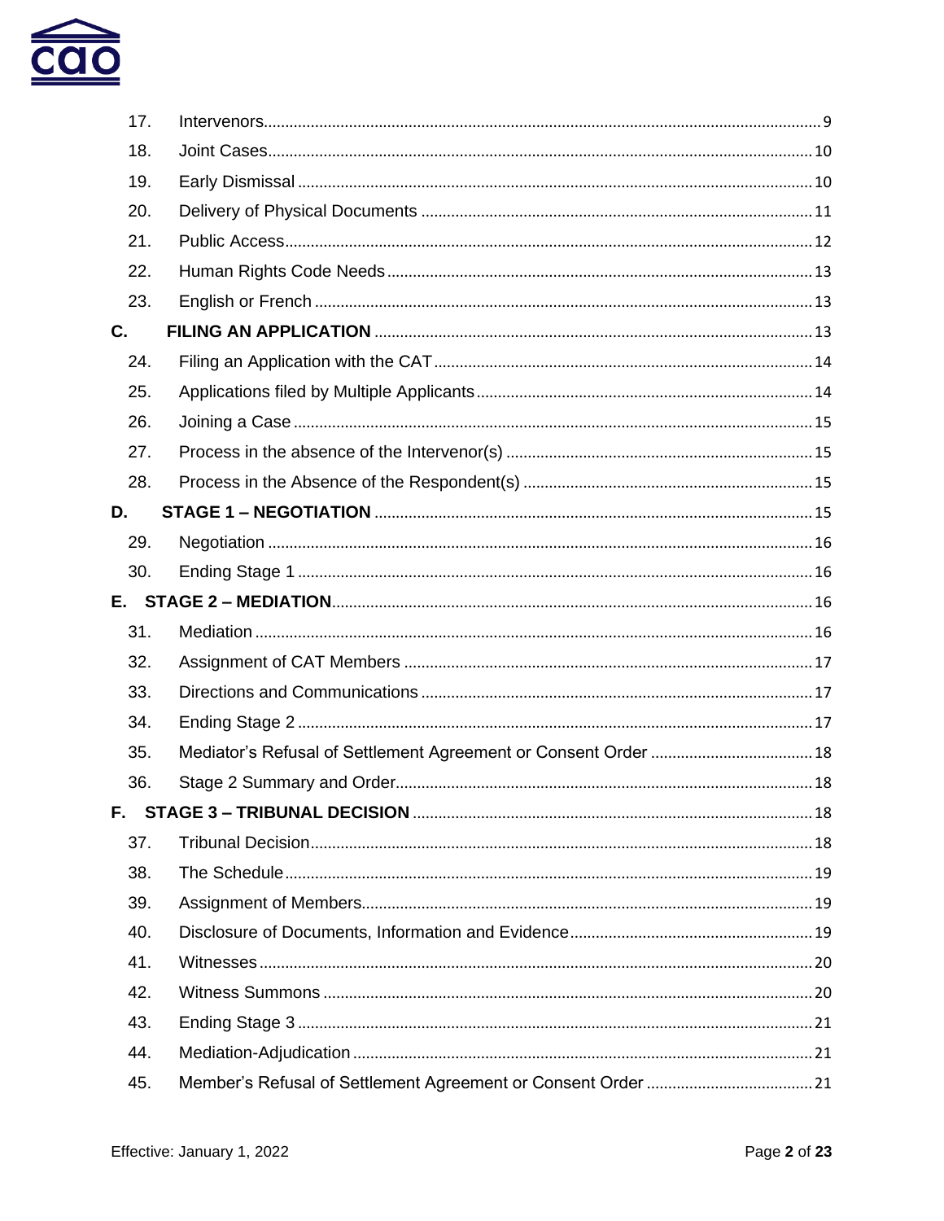| | | |
|---|---|---|
| 17. | Intervenors | 9 |
| 18. | Joint Cases | 10 |
| 19. | Early Dismissal | 10 |
| 20. | Delivery of Physical Documents | 11 |
| 21. | Public Access | 12 |
| 22. | Human Rights Code Needs | 13 |
| 23. | English or French | 13 |
| **C.** | **FILING AN APPLICATION** | 13 |
| 24. | Filing an Application with the CAT | 14 |
| 25. | Applications filed by Multiple Applicants | 14 |
| 26. | Joining a Case | 15 |
| 27. | Process in the absence of the Intervenor(s) | 15 |
| 28. | Process in the Absence of the Respondent(s) | 15 |
| **D.** | **STAGE 1 – NEGOTIATION** | 15 |
| 29. | Negotiation | 16 |
| 30. | Ending Stage 1 | 16 |
| **E.** | **STAGE 2 – MEDIATION** | 16 |
| 31. | Mediation | 16 |
| 32. | Assignment of CAT Members | 17 |
| 33. | Directions and Communications | 17 |
| 34. | Ending Stage 2 | 17 |
| 35. | Mediator's Refusal of Settlement Agreement or Consent Order | 18 |
| 36. | Stage 2 Summary and Order | 18 |
| **F.** | **STAGE 3 – TRIBUNAL DECISION** | 18 |
| 37. | Tribunal Decision | 18 |
| 38. | The Schedule | 19 |
| 39. | Assignment of Members | 19 |
| 40. | Disclosure of Documents, Information and Evidence | 19 |
| 41. | Witnesses | 20 |
| 42. | Witness Summons | 20 |
| 43. | Ending Stage 3 | 21 |
| 44. | Mediation-Adjudication | 21 |
| 45. | Member's Refusal of Settlement Agreement or Consent Order | 21 |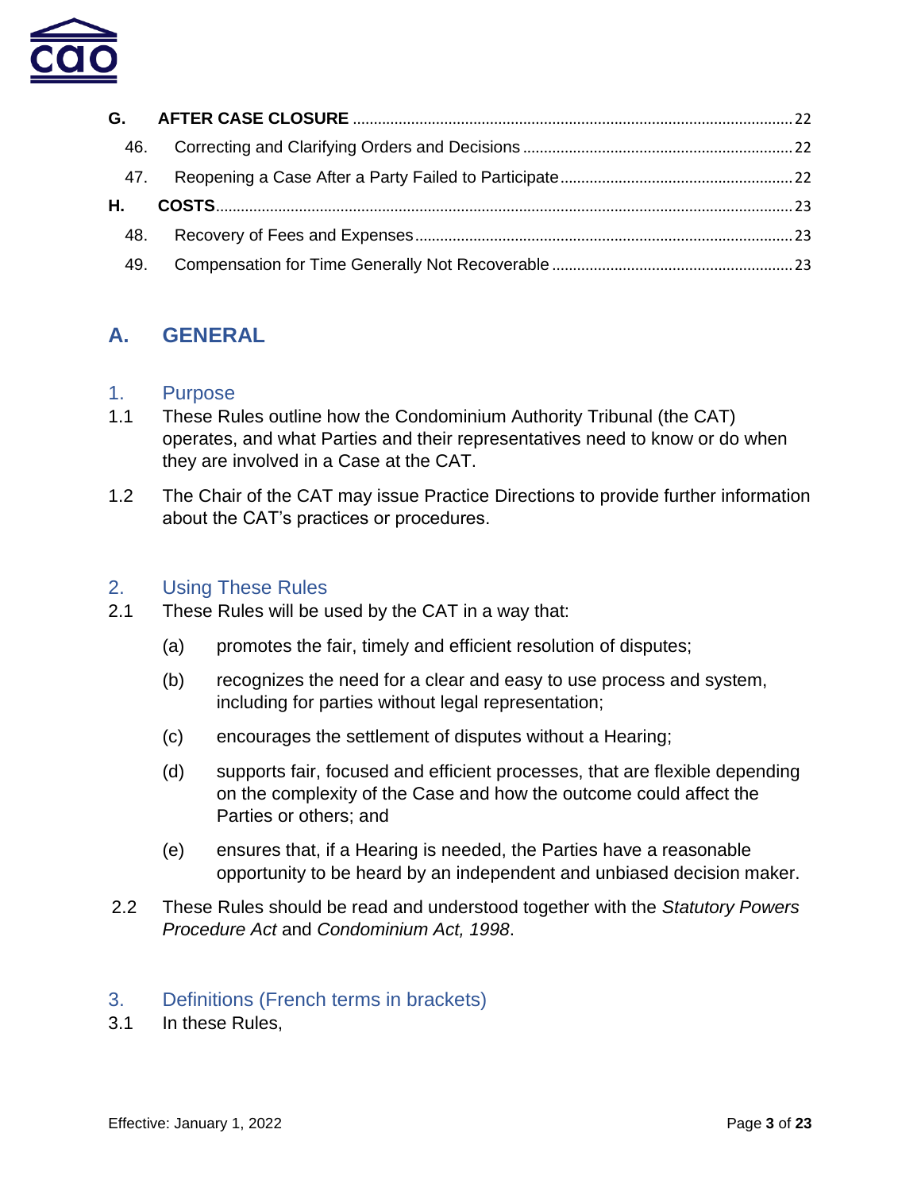| | | |
|---|---|---|
| **G.** | **AFTER CASE CLOSURE** | 22 |
| 46. | Correcting and Clarifying Orders and Decisions | 22 |
| 47. | Reopening a Case After a Party Failed to Participate | 22 |
| **H.** | **COSTS** | 23 |
| 48. | Recovery of Fees and Expenses | 23 |
| 49. | Compensation for Time Generally Not Recoverable | 23 |

## A. GENERAL

### 1. Purpose

1.1 These Rules outline how the Condominium Authority Tribunal (the CAT) operates, and what Parties and their representatives need to know or do when they are involved in a Case at the CAT.

1.2 The Chair of the CAT may issue Practice Directions to provide further information about the CAT's practices or procedures.

### 2. Using These Rules

2.1 These Rules will be used by the CAT in a way that:

(a) promotes the fair, timely and efficient resolution of disputes;

(b) recognizes the need for a clear and easy to use process and system, including for parties without legal representation;

(c) encourages the settlement of disputes without a Hearing;

(d) supports fair, focused and efficient processes, that are flexible depending on the complexity of the Case and how the outcome could affect the Parties or others; and

(e) ensures that, if a Hearing is needed, the Parties have a reasonable opportunity to be heard by an independent and unbiased decision maker.

2.2 These Rules should be read and understood together with the *Statutory Powers Procedure Act* and *Condominium Act, 1998*.

### 3. Definitions (French terms in brackets)

3.1 In these Rules,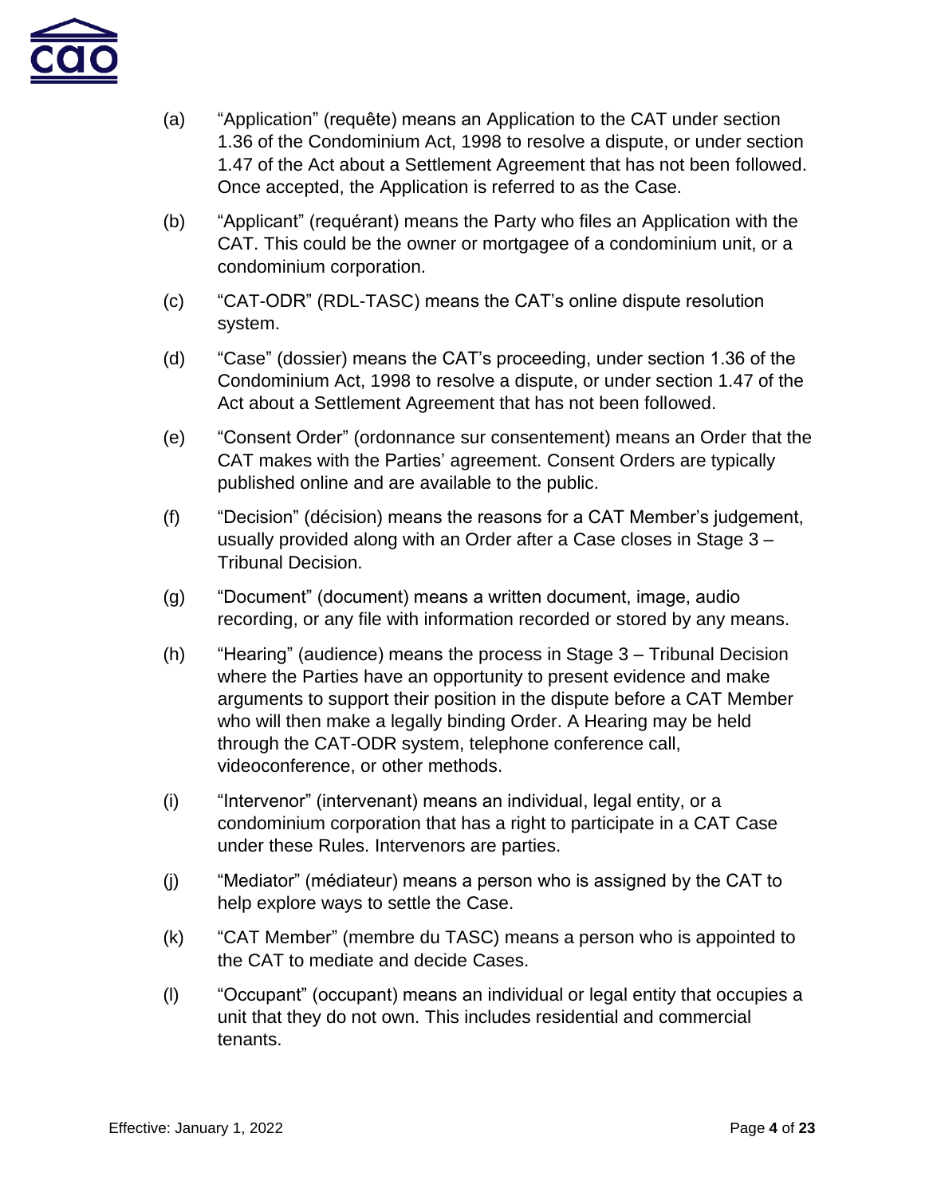(a) "Application" (requête) means an Application to the CAT under section 1.36 of the Condominium Act, 1998 to resolve a dispute, or under section 1.47 of the Act about a Settlement Agreement that has not been followed. Once accepted, the Application is referred to as the Case.

(b) "Applicant" (requérant) means the Party who files an Application with the CAT. This could be the owner or mortgagee of a condominium unit, or a condominium corporation.

(c) "CAT-ODR" (RDL-TASC) means the CAT's online dispute resolution system.

(d) "Case" (dossier) means the CAT's proceeding, under section 1.36 of the Condominium Act, 1998 to resolve a dispute, or under section 1.47 of the Act about a Settlement Agreement that has not been followed.

(e) "Consent Order" (ordonnance sur consentement) means an Order that the CAT makes with the Parties' agreement. Consent Orders are typically published online and are available to the public.

(f) "Decision" (décision) means the reasons for a CAT Member's judgement, usually provided along with an Order after a Case closes in Stage 3 – Tribunal Decision.

(g) "Document" (document) means a written document, image, audio recording, or any file with information recorded or stored by any means.

(h) "Hearing" (audience) means the process in Stage 3 – Tribunal Decision where the Parties have an opportunity to present evidence and make arguments to support their position in the dispute before a CAT Member who will then make a legally binding Order. A Hearing may be held through the CAT-ODR system, telephone conference call, videoconference, or other methods.

(i) "Intervenor" (intervenant) means an individual, legal entity, or a condominium corporation that has a right to participate in a CAT Case under these Rules. Intervenors are parties.

(j) "Mediator" (médiateur) means a person who is assigned by the CAT to help explore ways to settle the Case.

(k) "CAT Member" (membre du TASC) means a person who is appointed to the CAT to mediate and decide Cases.

(l) "Occupant" (occupant) means an individual or legal entity that occupies a unit that they do not own. This includes residential and commercial tenants.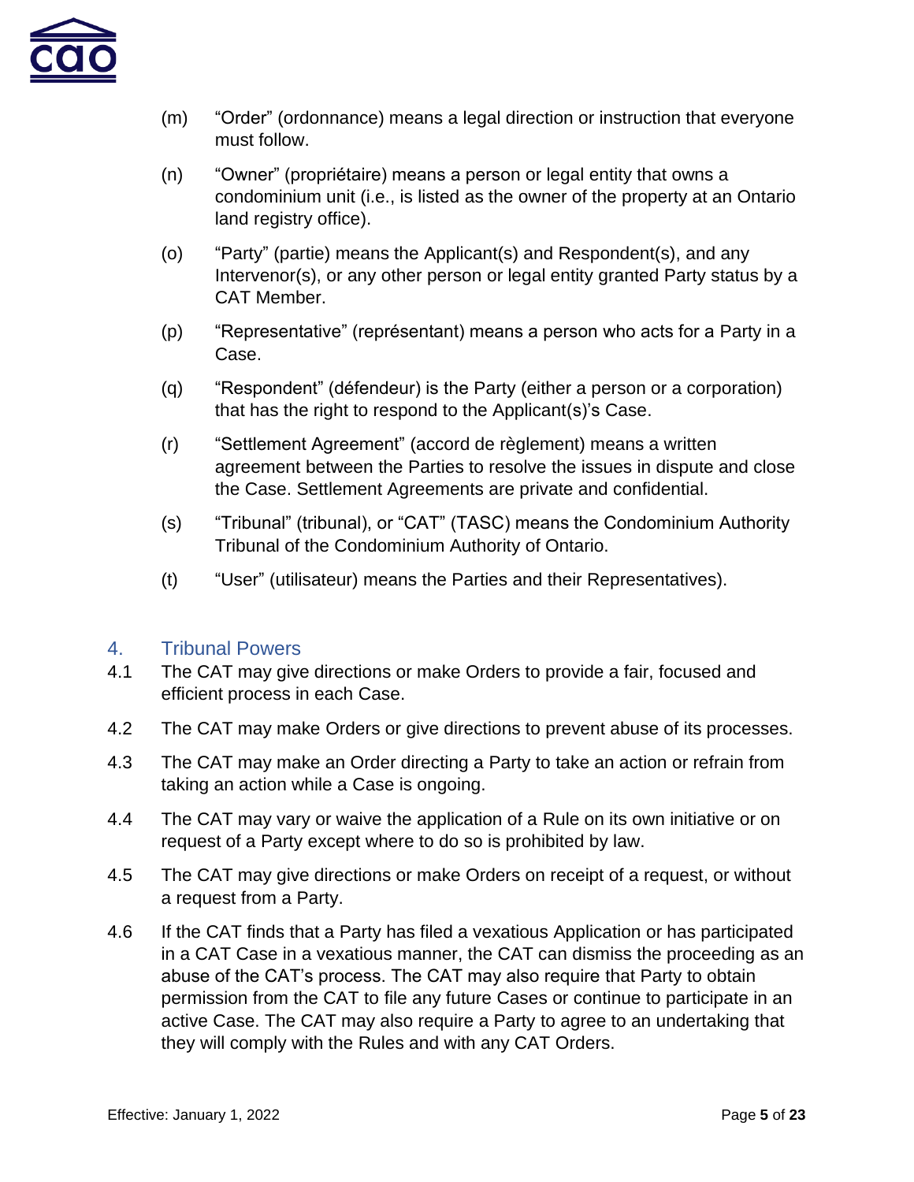(m) "Order" (ordonnance) means a legal direction or instruction that everyone must follow.

(n) "Owner" (propriétaire) means a person or legal entity that owns a condominium unit (i.e., is listed as the owner of the property at an Ontario land registry office).

(o) "Party" (partie) means the Applicant(s) and Respondent(s), and any Intervenor(s), or any other person or legal entity granted Party status by a CAT Member.

(p) "Representative" (représentant) means a person who acts for a Party in a Case.

(q) "Respondent" (défendeur) is the Party (either a person or a corporation) that has the right to respond to the Applicant(s)'s Case.

(r) "Settlement Agreement" (accord de règlement) means a written agreement between the Parties to resolve the issues in dispute and close the Case. Settlement Agreements are private and confidential.

(s) "Tribunal" (tribunal), or "CAT" (TASC) means the Condominium Authority Tribunal of the Condominium Authority of Ontario.

(t) "User" (utilisateur) means the Parties and their Representatives).

## 4. Tribunal Powers

4.1 The CAT may give directions or make Orders to provide a fair, focused and efficient process in each Case.

4.2 The CAT may make Orders or give directions to prevent abuse of its processes.

4.3 The CAT may make an Order directing a Party to take an action or refrain from taking an action while a Case is ongoing.

4.4 The CAT may vary or waive the application of a Rule on its own initiative or on request of a Party except where to do so is prohibited by law.

4.5 The CAT may give directions or make Orders on receipt of a request, or without a request from a Party.

4.6 If the CAT finds that a Party has filed a vexatious Application or has participated in a CAT Case in a vexatious manner, the CAT can dismiss the proceeding as an abuse of the CAT's process. The CAT may also require that Party to obtain permission from the CAT to file any future Cases or continue to participate in an active Case. The CAT may also require a Party to agree to an undertaking that they will comply with the Rules and with any CAT Orders.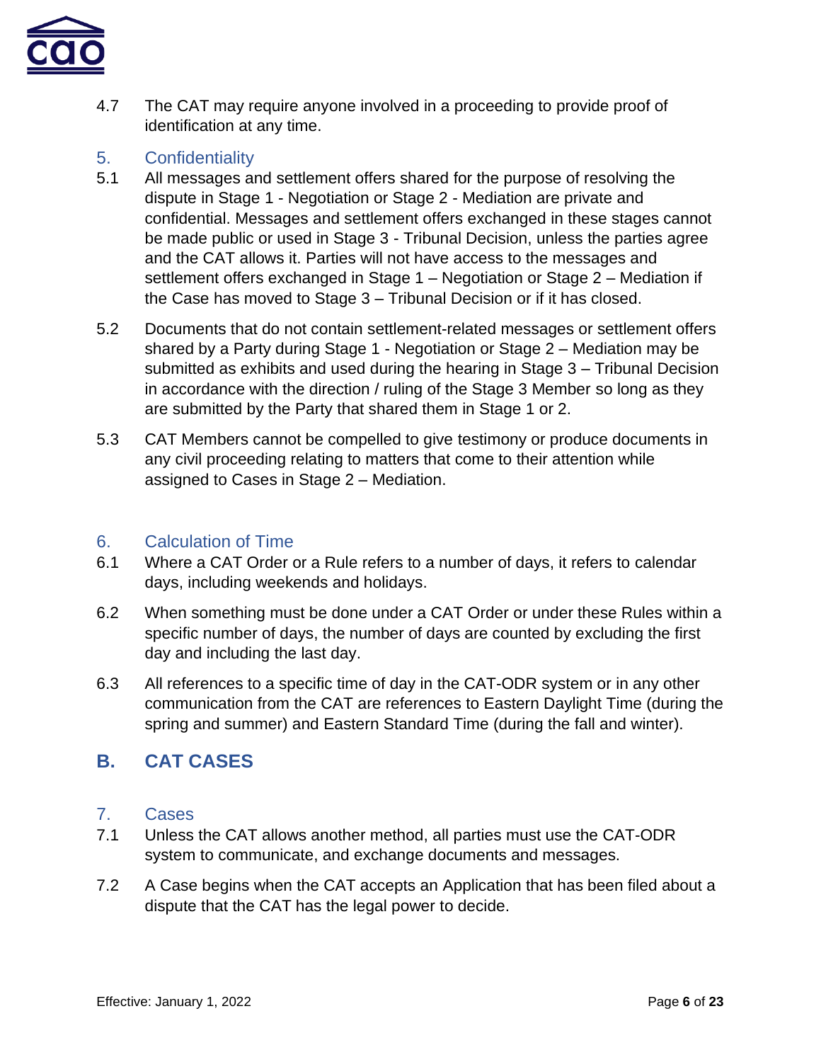4.7 The CAT may require anyone involved in a proceeding to provide proof of identification at any time.

### 5. Confidentiality

5.1 All messages and settlement offers shared for the purpose of resolving the dispute in Stage 1 - Negotiation or Stage 2 - Mediation are private and confidential. Messages and settlement offers exchanged in these stages cannot be made public or used in Stage 3 - Tribunal Decision, unless the parties agree and the CAT allows it. Parties will not have access to the messages and settlement offers exchanged in Stage 1 – Negotiation or Stage 2 – Mediation if the Case has moved to Stage 3 – Tribunal Decision or if it has closed.

5.2 Documents that do not contain settlement-related messages or settlement offers shared by a Party during Stage 1 - Negotiation or Stage 2 – Mediation may be submitted as exhibits and used during the hearing in Stage 3 – Tribunal Decision in accordance with the direction / ruling of the Stage 3 Member so long as they are submitted by the Party that shared them in Stage 1 or 2.

5.3 CAT Members cannot be compelled to give testimony or produce documents in any civil proceeding relating to matters that come to their attention while assigned to Cases in Stage 2 – Mediation.

### 6. Calculation of Time

6.1 Where a CAT Order or a Rule refers to a number of days, it refers to calendar days, including weekends and holidays.

6.2 When something must be done under a CAT Order or under these Rules within a specific number of days, the number of days are counted by excluding the first day and including the last day.

6.3 All references to a specific time of day in the CAT-ODR system or in any other communication from the CAT are references to Eastern Daylight Time (during the spring and summer) and Eastern Standard Time (during the fall and winter).

## B. CAT CASES

### 7. Cases

7.1 Unless the CAT allows another method, all parties must use the CAT-ODR system to communicate, and exchange documents and messages.

7.2 A Case begins when the CAT accepts an Application that has been filed about a dispute that the CAT has the legal power to decide.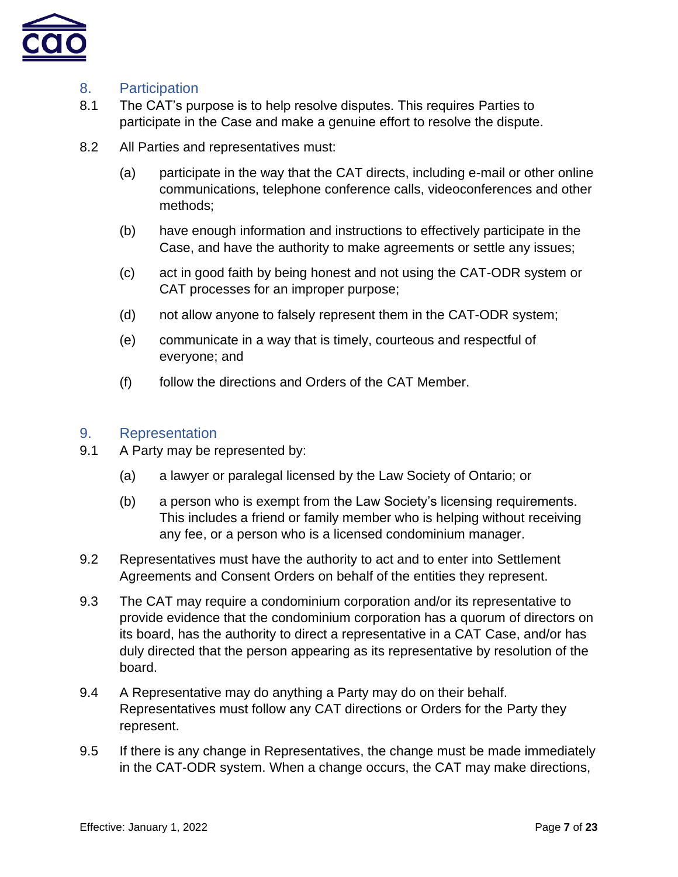## 8. Participation

8.1 The CAT's purpose is to help resolve disputes. This requires Parties to participate in the Case and make a genuine effort to resolve the dispute.

8.2 All Parties and representatives must:

(a) participate in the way that the CAT directs, including e-mail or other online communications, telephone conference calls, videoconferences and other methods;

(b) have enough information and instructions to effectively participate in the Case, and have the authority to make agreements or settle any issues;

(c) act in good faith by being honest and not using the CAT-ODR system or CAT processes for an improper purpose;

(d) not allow anyone to falsely represent them in the CAT-ODR system;

(e) communicate in a way that is timely, courteous and respectful of everyone; and

(f) follow the directions and Orders of the CAT Member.

## 9. Representation

9.1 A Party may be represented by:

(a) a lawyer or paralegal licensed by the Law Society of Ontario; or

(b) a person who is exempt from the Law Society's licensing requirements. This includes a friend or family member who is helping without receiving any fee, or a person who is a licensed condominium manager.

9.2 Representatives must have the authority to act and to enter into Settlement Agreements and Consent Orders on behalf of the entities they represent.

9.3 The CAT may require a condominium corporation and/or its representative to provide evidence that the condominium corporation has a quorum of directors on its board, has the authority to direct a representative in a CAT Case, and/or has duly directed that the person appearing as its representative by resolution of the board.

9.4 A Representative may do anything a Party may do on their behalf. Representatives must follow any CAT directions or Orders for the Party they represent.

9.5 If there is any change in Representatives, the change must be made immediately in the CAT-ODR system. When a change occurs, the CAT may make directions,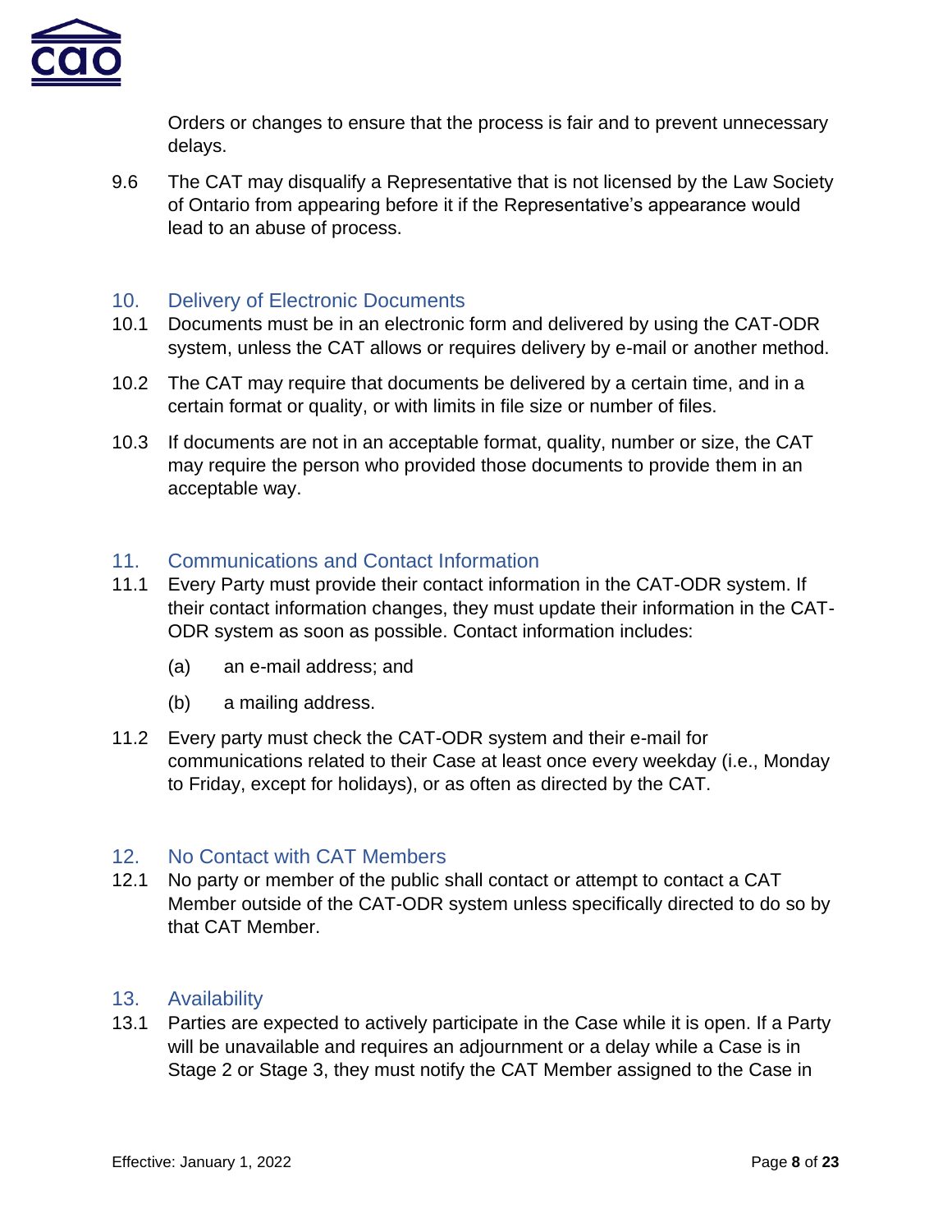Orders or changes to ensure that the process is fair and to prevent unnecessary delays.

9.6 The CAT may disqualify a Representative that is not licensed by the Law Society of Ontario from appearing before it if the Representative's appearance would lead to an abuse of process.

## 10. Delivery of Electronic Documents

10.1 Documents must be in an electronic form and delivered by using the CAT-ODR system, unless the CAT allows or requires delivery by e-mail or another method.

10.2 The CAT may require that documents be delivered by a certain time, and in a certain format or quality, or with limits in file size or number of files.

10.3 If documents are not in an acceptable format, quality, number or size, the CAT may require the person who provided those documents to provide them in an acceptable way.

## 11. Communications and Contact Information

11.1 Every Party must provide their contact information in the CAT-ODR system. If their contact information changes, they must update their information in the CAT-ODR system as soon as possible. Contact information includes:

(a) an e-mail address; and

(b) a mailing address.

11.2 Every party must check the CAT-ODR system and their e-mail for communications related to their Case at least once every weekday (i.e., Monday to Friday, except for holidays), or as often as directed by the CAT.

## 12. No Contact with CAT Members

12.1 No party or member of the public shall contact or attempt to contact a CAT Member outside of the CAT-ODR system unless specifically directed to do so by that CAT Member.

## 13. Availability

13.1 Parties are expected to actively participate in the Case while it is open. If a Party will be unavailable and requires an adjournment or a delay while a Case is in Stage 2 or Stage 3, they must notify the CAT Member assigned to the Case in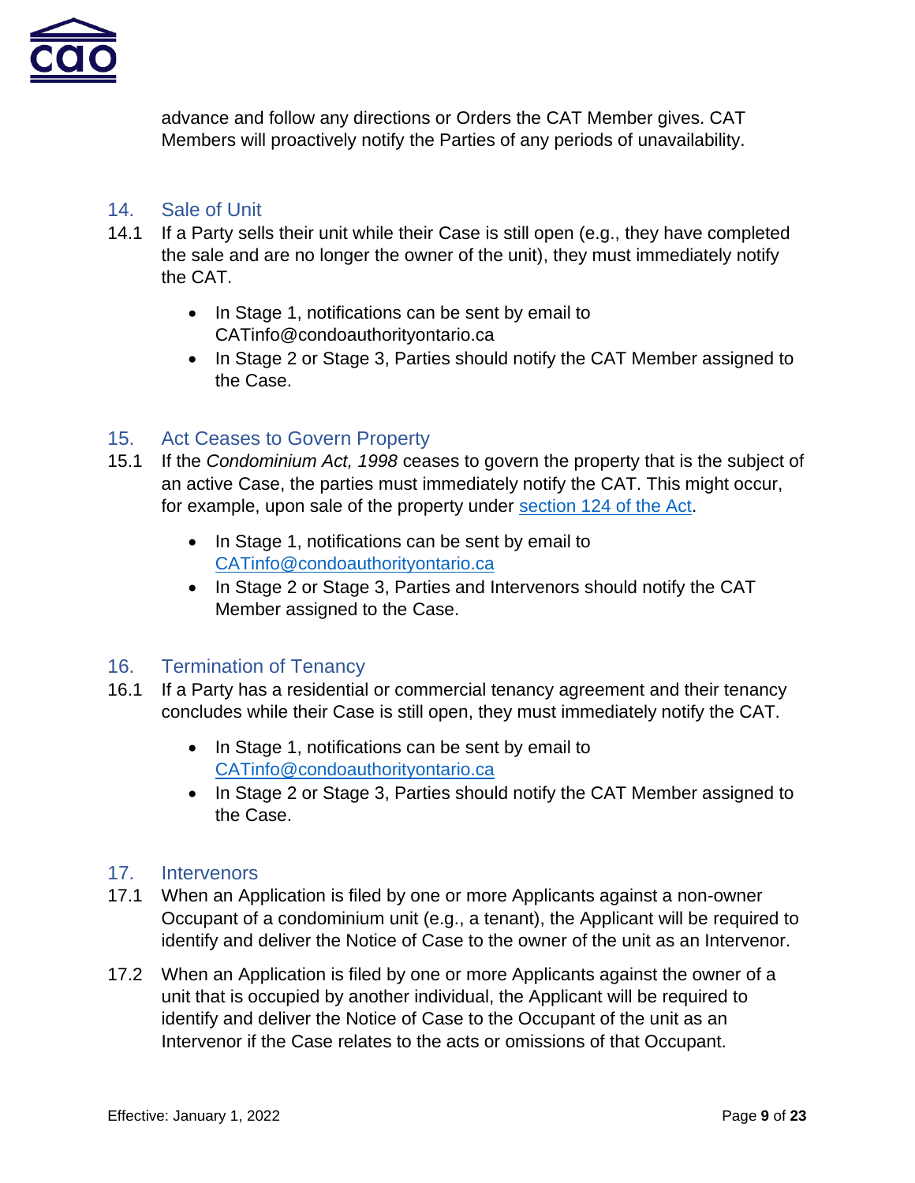advance and follow any directions or Orders the CAT Member gives. CAT Members will proactively notify the Parties of any periods of unavailability.

## 14. Sale of Unit

14.1 If a Party sells their unit while their Case is still open (e.g., they have completed the sale and are no longer the owner of the unit), they must immediately notify the CAT.

- In Stage 1, notifications can be sent by email to CATinfo@condoauthorityontario.ca
- In Stage 2 or Stage 3, Parties should notify the CAT Member assigned to the Case.

## 15. Act Ceases to Govern Property

15.1 If the *Condominium Act, 1998* ceases to govern the property that is the subject of an active Case, the parties must immediately notify the CAT. This might occur, for example, upon sale of the property under [section 124 of the Act](section 124 of the Act).

- In Stage 1, notifications can be sent by email to [CATinfo@condoauthorityontario.ca](mailto:CATinfo@condoauthorityontario.ca)
- In Stage 2 or Stage 3, Parties and Intervenors should notify the CAT Member assigned to the Case.

## 16. Termination of Tenancy

16.1 If a Party has a residential or commercial tenancy agreement and their tenancy concludes while their Case is still open, they must immediately notify the CAT.

- In Stage 1, notifications can be sent by email to [CATinfo@condoauthorityontario.ca](mailto:CATinfo@condoauthorityontario.ca)
- In Stage 2 or Stage 3, Parties should notify the CAT Member assigned to the Case.

## 17. Intervenors

17.1 When an Application is filed by one or more Applicants against a non-owner Occupant of a condominium unit (e.g., a tenant), the Applicant will be required to identify and deliver the Notice of Case to the owner of the unit as an Intervenor.

17.2 When an Application is filed by one or more Applicants against the owner of a unit that is occupied by another individual, the Applicant will be required to identify and deliver the Notice of Case to the Occupant of the unit as an Intervenor if the Case relates to the acts or omissions of that Occupant.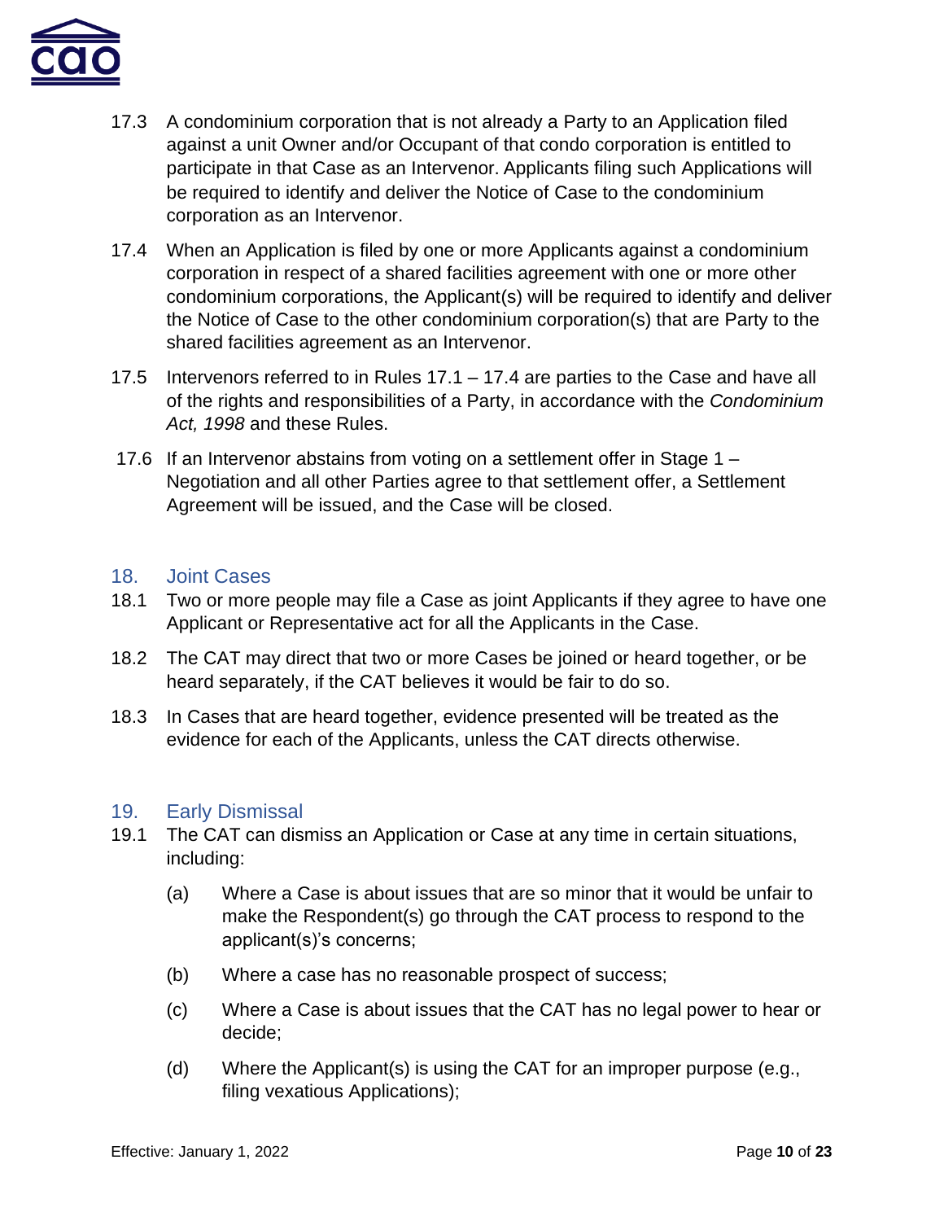17.3 A condominium corporation that is not already a Party to an Application filed against a unit Owner and/or Occupant of that condo corporation is entitled to participate in that Case as an Intervenor. Applicants filing such Applications will be required to identify and deliver the Notice of Case to the condominium corporation as an Intervenor.

17.4 When an Application is filed by one or more Applicants against a condominium corporation in respect of a shared facilities agreement with one or more other condominium corporations, the Applicant(s) will be required to identify and deliver the Notice of Case to the other condominium corporation(s) that are Party to the shared facilities agreement as an Intervenor.

17.5 Intervenors referred to in Rules 17.1 – 17.4 are parties to the Case and have all of the rights and responsibilities of a Party, in accordance with the *Condominium Act, 1998* and these Rules.

17.6 If an Intervenor abstains from voting on a settlement offer in Stage 1 – Negotiation and all other Parties agree to that settlement offer, a Settlement Agreement will be issued, and the Case will be closed.

## 18. Joint Cases

18.1 Two or more people may file a Case as joint Applicants if they agree to have one Applicant or Representative act for all the Applicants in the Case.

18.2 The CAT may direct that two or more Cases be joined or heard together, or be heard separately, if the CAT believes it would be fair to do so.

18.3 In Cases that are heard together, evidence presented will be treated as the evidence for each of the Applicants, unless the CAT directs otherwise.

## 19. Early Dismissal

19.1 The CAT can dismiss an Application or Case at any time in certain situations, including:

(a) Where a Case is about issues that are so minor that it would be unfair to make the Respondent(s) go through the CAT process to respond to the applicant(s)'s concerns;

(b) Where a case has no reasonable prospect of success;

(c) Where a Case is about issues that the CAT has no legal power to hear or decide;

(d) Where the Applicant(s) is using the CAT for an improper purpose (e.g., filing vexatious Applications);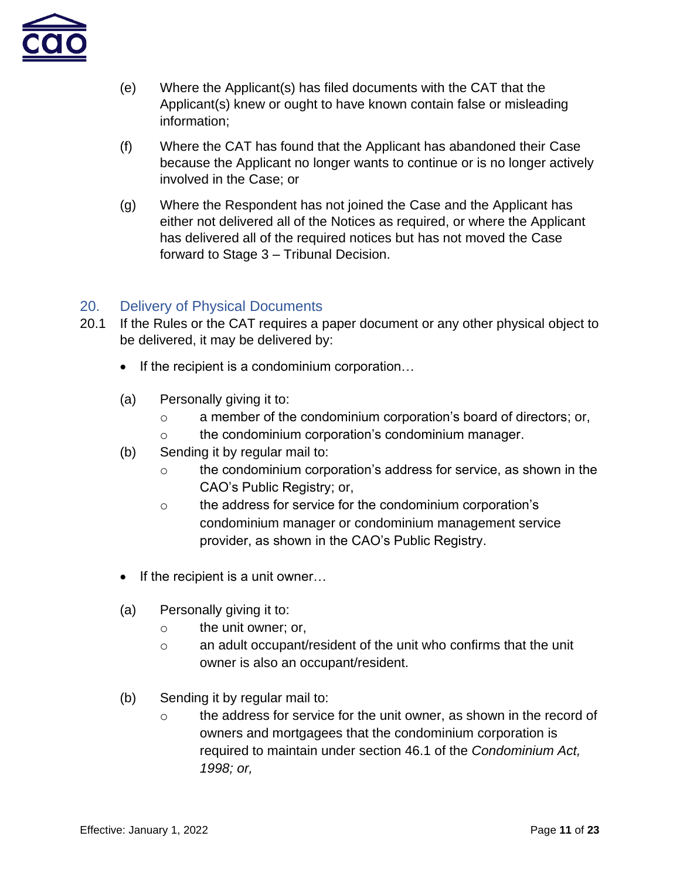(e) Where the Applicant(s) has filed documents with the CAT that the Applicant(s) knew or ought to have known contain false or misleading information;

(f) Where the CAT has found that the Applicant has abandoned their Case because the Applicant no longer wants to continue or is no longer actively involved in the Case; or

(g) Where the Respondent has not joined the Case and the Applicant has either not delivered all of the Notices as required, or where the Applicant has delivered all of the required notices but has not moved the Case forward to Stage 3 – Tribunal Decision.

## 20. Delivery of Physical Documents

20.1 If the Rules or the CAT requires a paper document or any other physical object to be delivered, it may be delivered by:

- If the recipient is a condominium corporation…

(a) Personally giving it to:
   - a member of the condominium corporation's board of directors; or,
   - the condominium corporation's condominium manager.

(b) Sending it by regular mail to:
   - the condominium corporation's address for service, as shown in the CAO's Public Registry; or,
   - the address for service for the condominium corporation's condominium manager or condominium management service provider, as shown in the CAO's Public Registry.

- If the recipient is a unit owner…

(a) Personally giving it to:
   - the unit owner; or,
   - an adult occupant/resident of the unit who confirms that the unit owner is also an occupant/resident.

(b) Sending it by regular mail to:
   - the address for service for the unit owner, as shown in the record of owners and mortgagees that the condominium corporation is required to maintain under section 46.1 of the *Condominium Act, 1998; or,*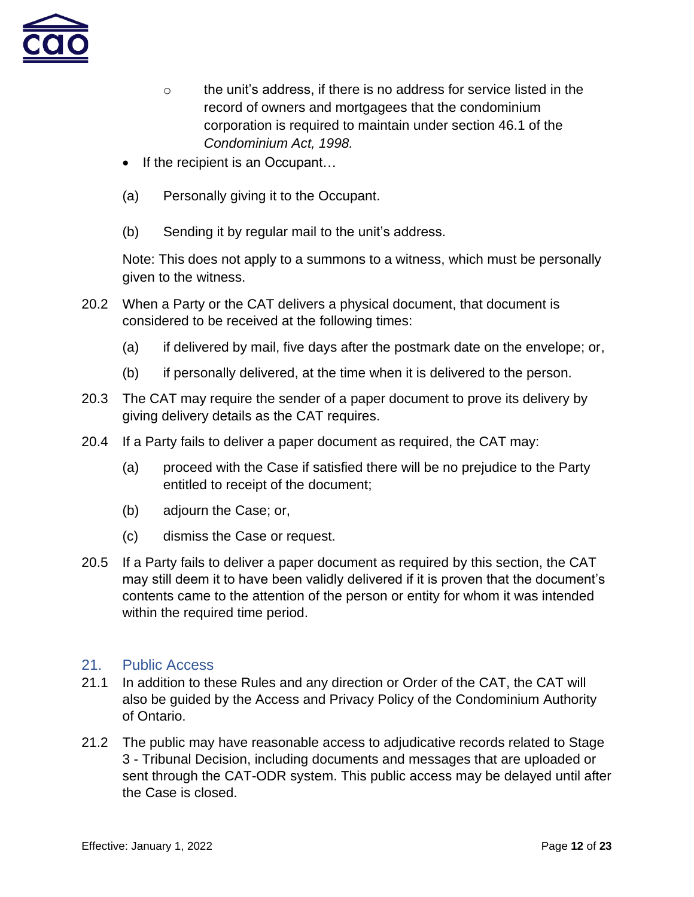- the unit's address, if there is no address for service listed in the record of owners and mortgagees that the condominium corporation is required to maintain under section 46.1 of the *Condominium Act, 1998.*

- If the recipient is an Occupant…

(a) Personally giving it to the Occupant.

(b) Sending it by regular mail to the unit's address.

Note: This does not apply to a summons to a witness, which must be personally given to the witness.

20.2 When a Party or the CAT delivers a physical document, that document is considered to be received at the following times:

(a) if delivered by mail, five days after the postmark date on the envelope; or,

(b) if personally delivered, at the time when it is delivered to the person.

20.3 The CAT may require the sender of a paper document to prove its delivery by giving delivery details as the CAT requires.

20.4 If a Party fails to deliver a paper document as required, the CAT may:

(a) proceed with the Case if satisfied there will be no prejudice to the Party entitled to receipt of the document;

(b) adjourn the Case; or,

(c) dismiss the Case or request.

20.5 If a Party fails to deliver a paper document as required by this section, the CAT may still deem it to have been validly delivered if it is proven that the document's contents came to the attention of the person or entity for whom it was intended within the required time period.

## 21. Public Access

21.1 In addition to these Rules and any direction or Order of the CAT, the CAT will also be guided by the Access and Privacy Policy of the Condominium Authority of Ontario.

21.2 The public may have reasonable access to adjudicative records related to Stage 3 - Tribunal Decision, including documents and messages that are uploaded or sent through the CAT-ODR system. This public access may be delayed until after the Case is closed.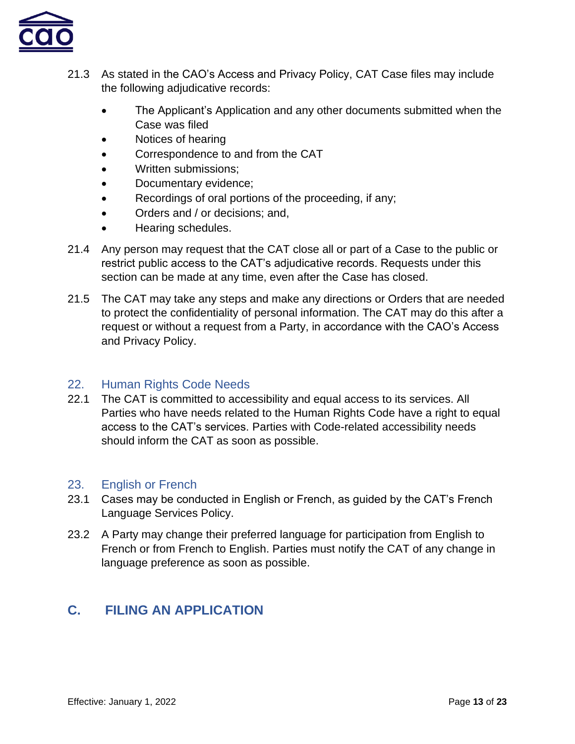21.3 As stated in the CAO's Access and Privacy Policy, CAT Case files may include the following adjudicative records:

- The Applicant's Application and any other documents submitted when the Case was filed
- Notices of hearing
- Correspondence to and from the CAT
- Written submissions;
- Documentary evidence;
- Recordings of oral portions of the proceeding, if any;
- Orders and / or decisions; and,
- Hearing schedules.

21.4 Any person may request that the CAT close all or part of a Case to the public or restrict public access to the CAT's adjudicative records. Requests under this section can be made at any time, even after the Case has closed.

21.5 The CAT may take any steps and make any directions or Orders that are needed to protect the confidentiality of personal information. The CAT may do this after a request or without a request from a Party, in accordance with the CAO's Access and Privacy Policy.

### 22. Human Rights Code Needs

22.1 The CAT is committed to accessibility and equal access to its services. All Parties who have needs related to the Human Rights Code have a right to equal access to the CAT's services. Parties with Code-related accessibility needs should inform the CAT as soon as possible.

### 23. English or French

23.1 Cases may be conducted in English or French, as guided by the CAT's French Language Services Policy.

23.2 A Party may change their preferred language for participation from English to French or from French to English. Parties must notify the CAT of any change in language preference as soon as possible.

## C. FILING AN APPLICATION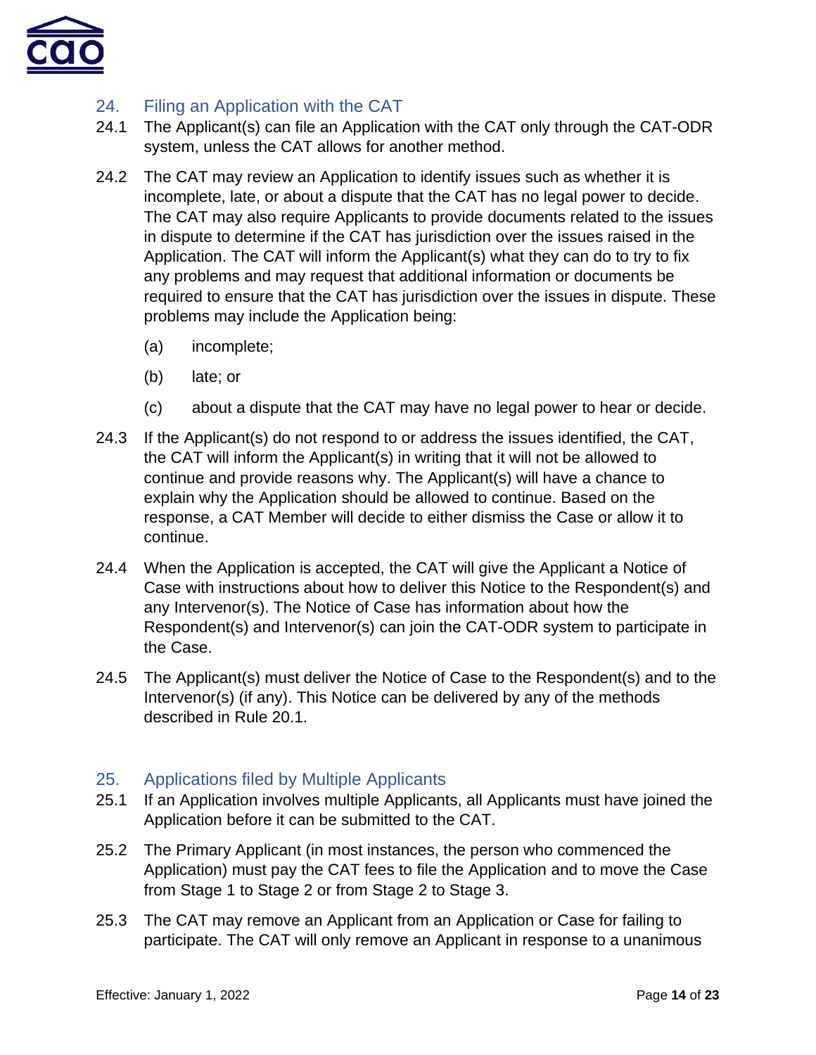## 24. Filing an Application with the CAT

24.1 The Applicant(s) can file an Application with the CAT only through the CAT-ODR system, unless the CAT allows for another method.

24.2 The CAT may review an Application to identify issues such as whether it is incomplete, late, or about a dispute that the CAT has no legal power to decide. The CAT may also require Applicants to provide documents related to the issues in dispute to determine if the CAT has jurisdiction over the issues raised in the Application. The CAT will inform the Applicant(s) what they can do to try to fix any problems and may request that additional information or documents be required to ensure that the CAT has jurisdiction over the issues in dispute. These problems may include the Application being:

(a) incomplete;

(b) late; or

(c) about a dispute that the CAT may have no legal power to hear or decide.

24.3 If the Applicant(s) do not respond to or address the issues identified, the CAT, the CAT will inform the Applicant(s) in writing that it will not be allowed to continue and provide reasons why. The Applicant(s) will have a chance to explain why the Application should be allowed to continue. Based on the response, a CAT Member will decide to either dismiss the Case or allow it to continue.

24.4 When the Application is accepted, the CAT will give the Applicant a Notice of Case with instructions about how to deliver this Notice to the Respondent(s) and any Intervenor(s). The Notice of Case has information about how the Respondent(s) and Intervenor(s) can join the CAT-ODR system to participate in the Case.

24.5 The Applicant(s) must deliver the Notice of Case to the Respondent(s) and to the Intervenor(s) (if any). This Notice can be delivered by any of the methods described in Rule 20.1.

## 25. Applications filed by Multiple Applicants

25.1 If an Application involves multiple Applicants, all Applicants must have joined the Application before it can be submitted to the CAT.

25.2 The Primary Applicant (in most instances, the person who commenced the Application) must pay the CAT fees to file the Application and to move the Case from Stage 1 to Stage 2 or from Stage 2 to Stage 3.

25.3 The CAT may remove an Applicant from an Application or Case for failing to participate. The CAT will only remove an Applicant in response to a unanimous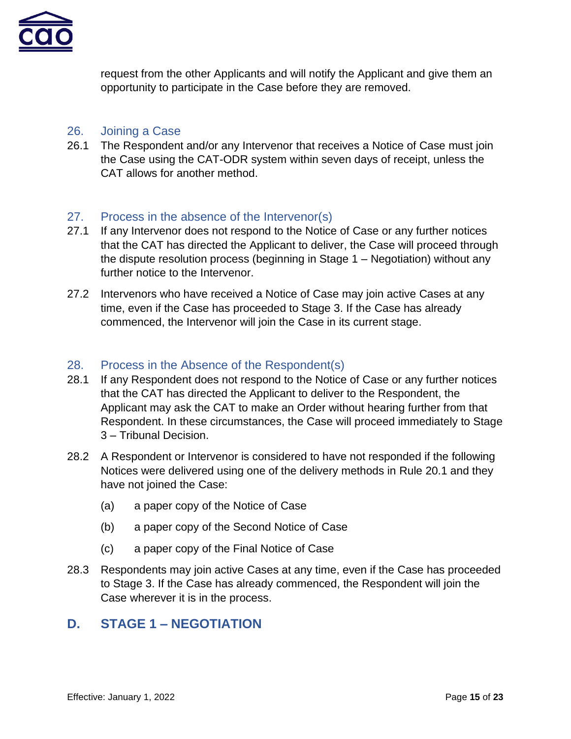request from the other Applicants and will notify the Applicant and give them an opportunity to participate in the Case before they are removed.

### 26. Joining a Case

26.1 The Respondent and/or any Intervenor that receives a Notice of Case must join the Case using the CAT-ODR system within seven days of receipt, unless the CAT allows for another method.

### 27. Process in the absence of the Intervenor(s)

27.1 If any Intervenor does not respond to the Notice of Case or any further notices that the CAT has directed the Applicant to deliver, the Case will proceed through the dispute resolution process (beginning in Stage 1 – Negotiation) without any further notice to the Intervenor.

27.2 Intervenors who have received a Notice of Case may join active Cases at any time, even if the Case has proceeded to Stage 3. If the Case has already commenced, the Intervenor will join the Case in its current stage.

### 28. Process in the Absence of the Respondent(s)

28.1 If any Respondent does not respond to the Notice of Case or any further notices that the CAT has directed the Applicant to deliver to the Respondent, the Applicant may ask the CAT to make an Order without hearing further from that Respondent. In these circumstances, the Case will proceed immediately to Stage 3 – Tribunal Decision.

28.2 A Respondent or Intervenor is considered to have not responded if the following Notices were delivered using one of the delivery methods in Rule 20.1 and they have not joined the Case:

(a) a paper copy of the Notice of Case

(b) a paper copy of the Second Notice of Case

(c) a paper copy of the Final Notice of Case

28.3 Respondents may join active Cases at any time, even if the Case has proceeded to Stage 3. If the Case has already commenced, the Respondent will join the Case wherever it is in the process.

## D. STAGE 1 – NEGOTIATION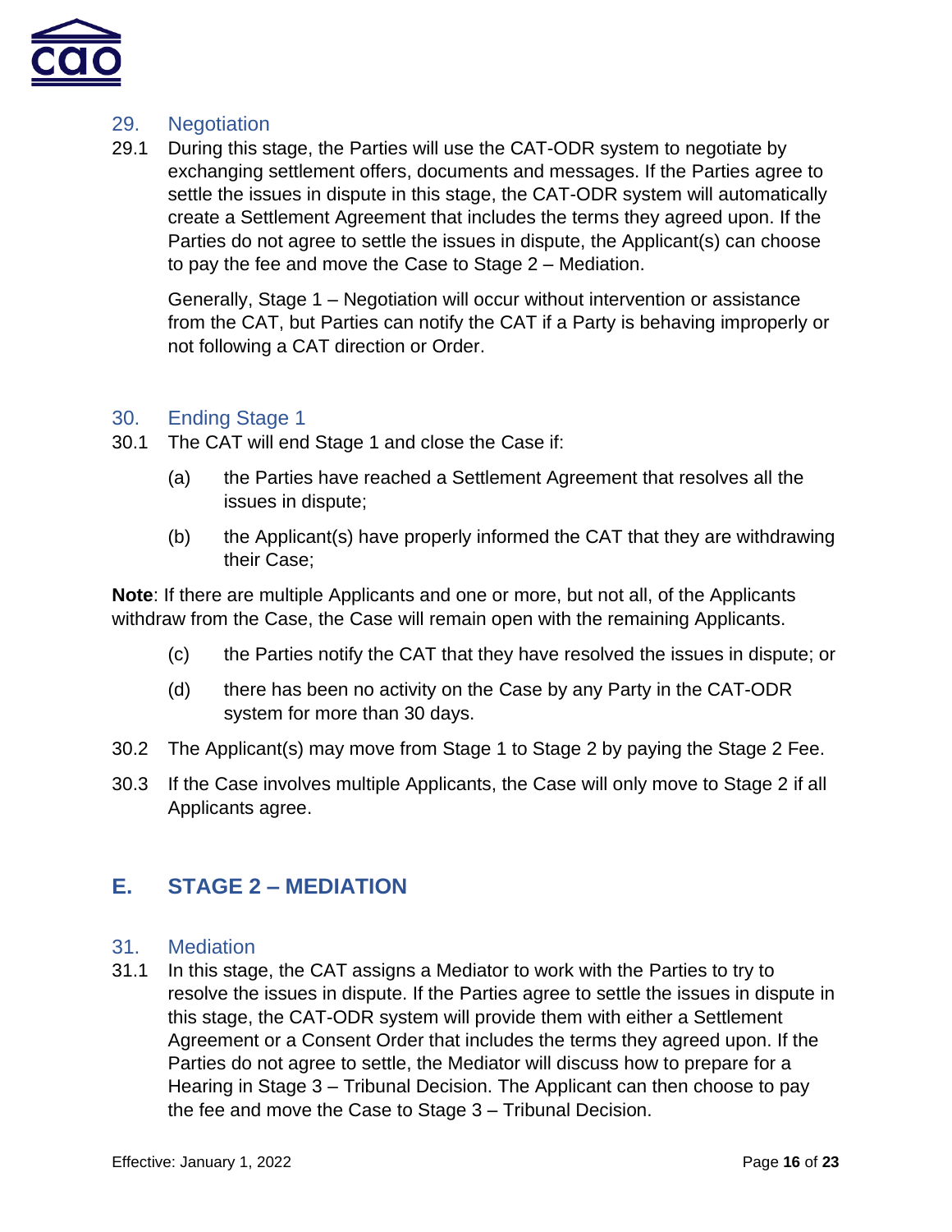## 29. Negotiation

29.1 During this stage, the Parties will use the CAT-ODR system to negotiate by exchanging settlement offers, documents and messages. If the Parties agree to settle the issues in dispute in this stage, the CAT-ODR system will automatically create a Settlement Agreement that includes the terms they agreed upon. If the Parties do not agree to settle the issues in dispute, the Applicant(s) can choose to pay the fee and move the Case to Stage 2 – Mediation.

Generally, Stage 1 – Negotiation will occur without intervention or assistance from the CAT, but Parties can notify the CAT if a Party is behaving improperly or not following a CAT direction or Order.

## 30. Ending Stage 1

30.1 The CAT will end Stage 1 and close the Case if:

(a) the Parties have reached a Settlement Agreement that resolves all the issues in dispute;

(b) the Applicant(s) have properly informed the CAT that they are withdrawing their Case;

**Note**: If there are multiple Applicants and one or more, but not all, of the Applicants withdraw from the Case, the Case will remain open with the remaining Applicants.

(c) the Parties notify the CAT that they have resolved the issues in dispute; or

(d) there has been no activity on the Case by any Party in the CAT-ODR system for more than 30 days.

30.2 The Applicant(s) may move from Stage 1 to Stage 2 by paying the Stage 2 Fee.

30.3 If the Case involves multiple Applicants, the Case will only move to Stage 2 if all Applicants agree.

# E. STAGE 2 – MEDIATION

## 31. Mediation

31.1 In this stage, the CAT assigns a Mediator to work with the Parties to try to resolve the issues in dispute. If the Parties agree to settle the issues in dispute in this stage, the CAT-ODR system will provide them with either a Settlement Agreement or a Consent Order that includes the terms they agreed upon. If the Parties do not agree to settle, the Mediator will discuss how to prepare for a Hearing in Stage 3 – Tribunal Decision. The Applicant can then choose to pay the fee and move the Case to Stage 3 – Tribunal Decision.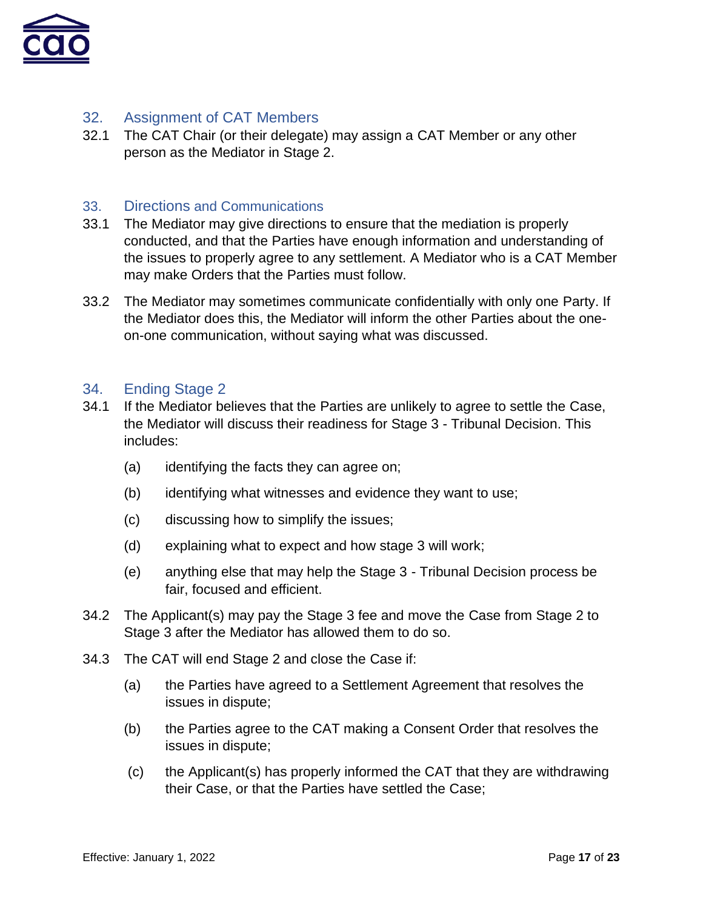## 32. Assignment of CAT Members

32.1 The CAT Chair (or their delegate) may assign a CAT Member or any other person as the Mediator in Stage 2.

## 33. Directions and Communications

33.1 The Mediator may give directions to ensure that the mediation is properly conducted, and that the Parties have enough information and understanding of the issues to properly agree to any settlement. A Mediator who is a CAT Member may make Orders that the Parties must follow.

33.2 The Mediator may sometimes communicate confidentially with only one Party. If the Mediator does this, the Mediator will inform the other Parties about the one-on-one communication, without saying what was discussed.

## 34. Ending Stage 2

34.1 If the Mediator believes that the Parties are unlikely to agree to settle the Case, the Mediator will discuss their readiness for Stage 3 - Tribunal Decision. This includes:

- (a) identifying the facts they can agree on;
- (b) identifying what witnesses and evidence they want to use;
- (c) discussing how to simplify the issues;
- (d) explaining what to expect and how stage 3 will work;
- (e) anything else that may help the Stage 3 - Tribunal Decision process be fair, focused and efficient.

34.2 The Applicant(s) may pay the Stage 3 fee and move the Case from Stage 2 to Stage 3 after the Mediator has allowed them to do so.

34.3 The CAT will end Stage 2 and close the Case if:

- (a) the Parties have agreed to a Settlement Agreement that resolves the issues in dispute;
- (b) the Parties agree to the CAT making a Consent Order that resolves the issues in dispute;
- (c) the Applicant(s) has properly informed the CAT that they are withdrawing their Case, or that the Parties have settled the Case;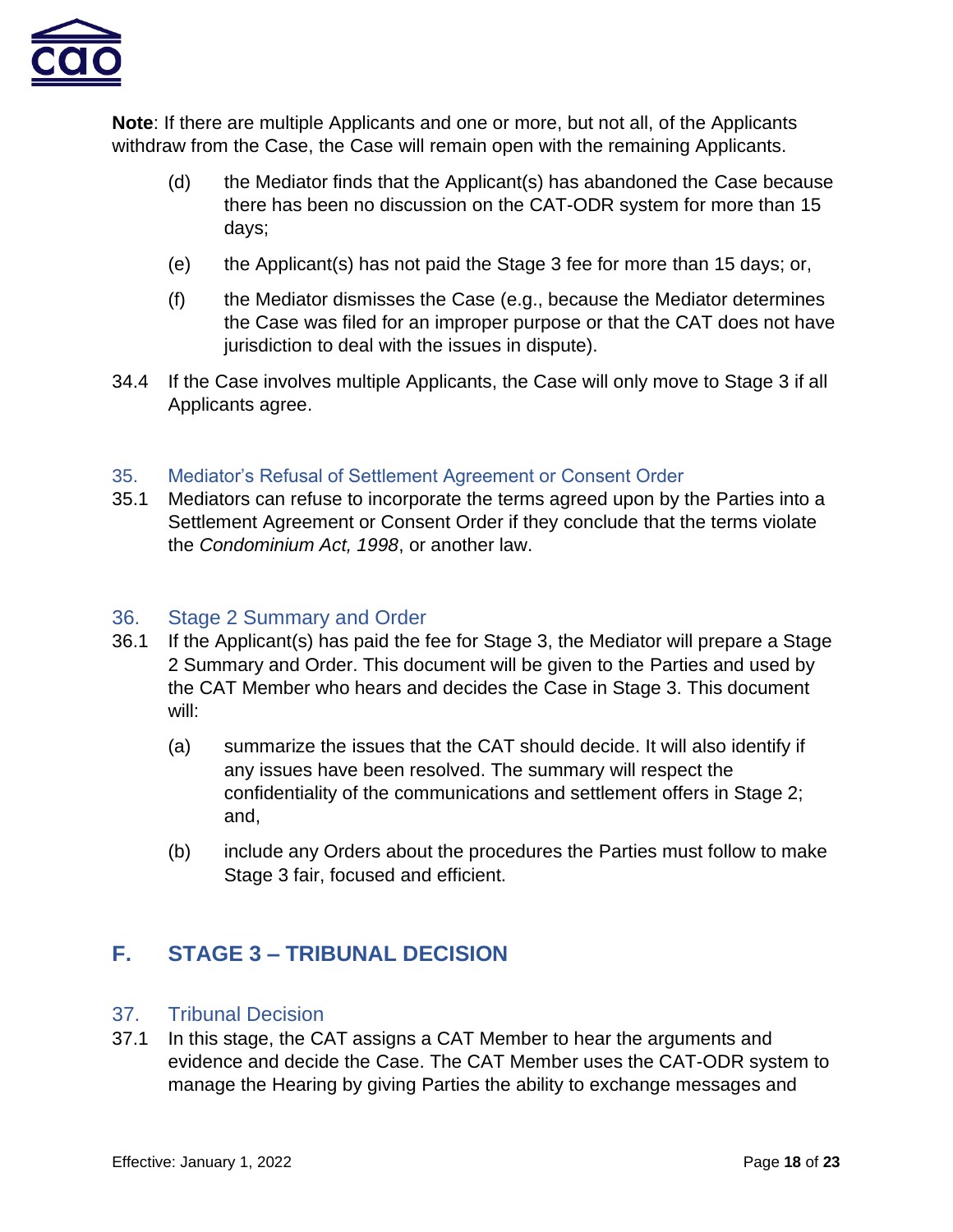**Note**: If there are multiple Applicants and one or more, but not all, of the Applicants withdraw from the Case, the Case will remain open with the remaining Applicants.

(d) the Mediator finds that the Applicant(s) has abandoned the Case because there has been no discussion on the CAT-ODR system for more than 15 days;

(e) the Applicant(s) has not paid the Stage 3 fee for more than 15 days; or,

(f) the Mediator dismisses the Case (e.g., because the Mediator determines the Case was filed for an improper purpose or that the CAT does not have jurisdiction to deal with the issues in dispute).

34.4 If the Case involves multiple Applicants, the Case will only move to Stage 3 if all Applicants agree.

### 35. Mediator's Refusal of Settlement Agreement or Consent Order

35.1 Mediators can refuse to incorporate the terms agreed upon by the Parties into a Settlement Agreement or Consent Order if they conclude that the terms violate the *Condominium Act, 1998*, or another law.

### 36. Stage 2 Summary and Order

36.1 If the Applicant(s) has paid the fee for Stage 3, the Mediator will prepare a Stage 2 Summary and Order. This document will be given to the Parties and used by the CAT Member who hears and decides the Case in Stage 3. This document will:

(a) summarize the issues that the CAT should decide. It will also identify if any issues have been resolved. The summary will respect the confidentiality of the communications and settlement offers in Stage 2; and,

(b) include any Orders about the procedures the Parties must follow to make Stage 3 fair, focused and efficient.

## F. STAGE 3 – TRIBUNAL DECISION

### 37. Tribunal Decision

37.1 In this stage, the CAT assigns a CAT Member to hear the arguments and evidence and decide the Case. The CAT Member uses the CAT-ODR system to manage the Hearing by giving Parties the ability to exchange messages and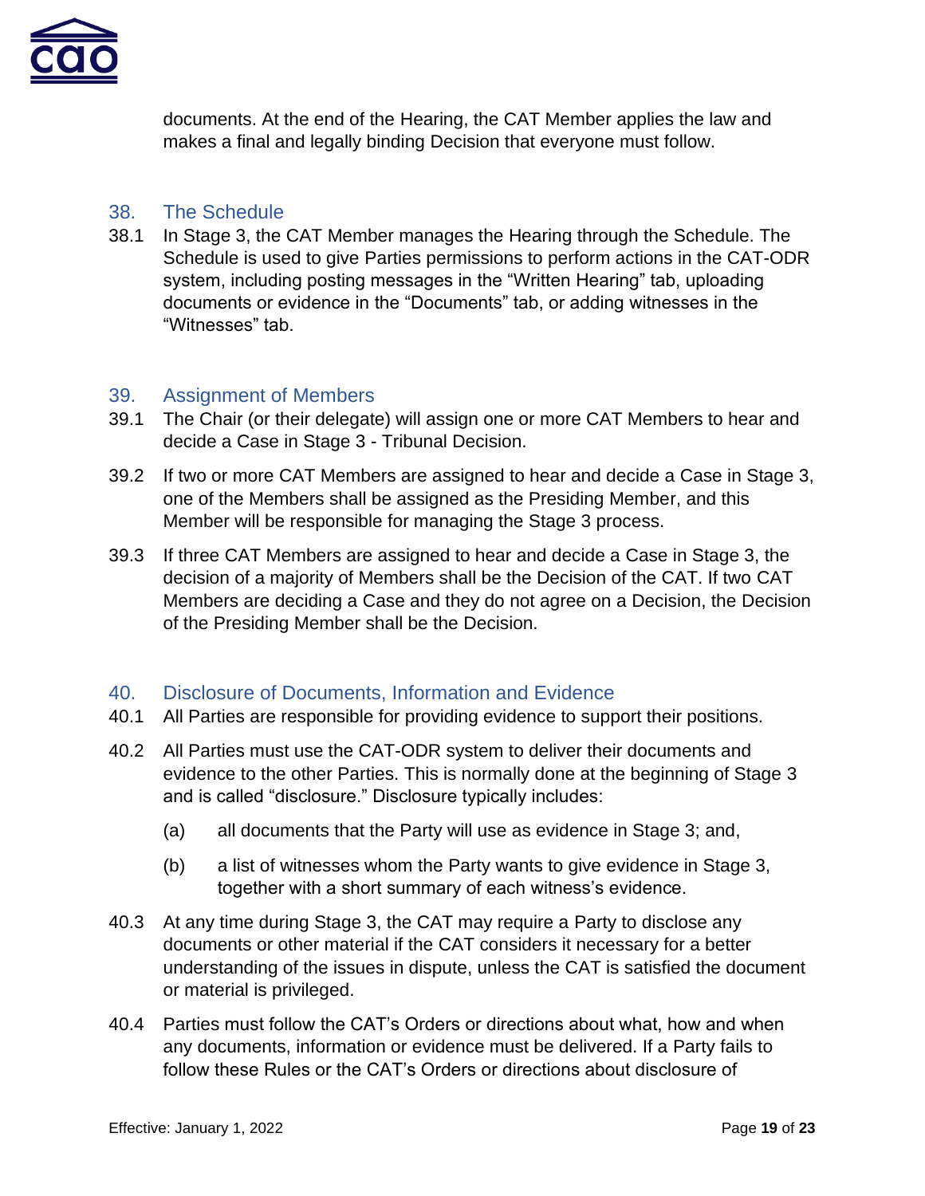documents. At the end of the Hearing, the CAT Member applies the law and makes a final and legally binding Decision that everyone must follow.

## 38. The Schedule

38.1 In Stage 3, the CAT Member manages the Hearing through the Schedule. The Schedule is used to give Parties permissions to perform actions in the CAT-ODR system, including posting messages in the "Written Hearing" tab, uploading documents or evidence in the "Documents" tab, or adding witnesses in the "Witnesses" tab.

## 39. Assignment of Members

39.1 The Chair (or their delegate) will assign one or more CAT Members to hear and decide a Case in Stage 3 - Tribunal Decision.

39.2 If two or more CAT Members are assigned to hear and decide a Case in Stage 3, one of the Members shall be assigned as the Presiding Member, and this Member will be responsible for managing the Stage 3 process.

39.3 If three CAT Members are assigned to hear and decide a Case in Stage 3, the decision of a majority of Members shall be the Decision of the CAT. If two CAT Members are deciding a Case and they do not agree on a Decision, the Decision of the Presiding Member shall be the Decision.

## 40. Disclosure of Documents, Information and Evidence

40.1 All Parties are responsible for providing evidence to support their positions.

40.2 All Parties must use the CAT-ODR system to deliver their documents and evidence to the other Parties. This is normally done at the beginning of Stage 3 and is called "disclosure." Disclosure typically includes:

(a) all documents that the Party will use as evidence in Stage 3; and,

(b) a list of witnesses whom the Party wants to give evidence in Stage 3, together with a short summary of each witness's evidence.

40.3 At any time during Stage 3, the CAT may require a Party to disclose any documents or other material if the CAT considers it necessary for a better understanding of the issues in dispute, unless the CAT is satisfied the document or material is privileged.

40.4 Parties must follow the CAT's Orders or directions about what, how and when any documents, information or evidence must be delivered. If a Party fails to follow these Rules or the CAT's Orders or directions about disclosure of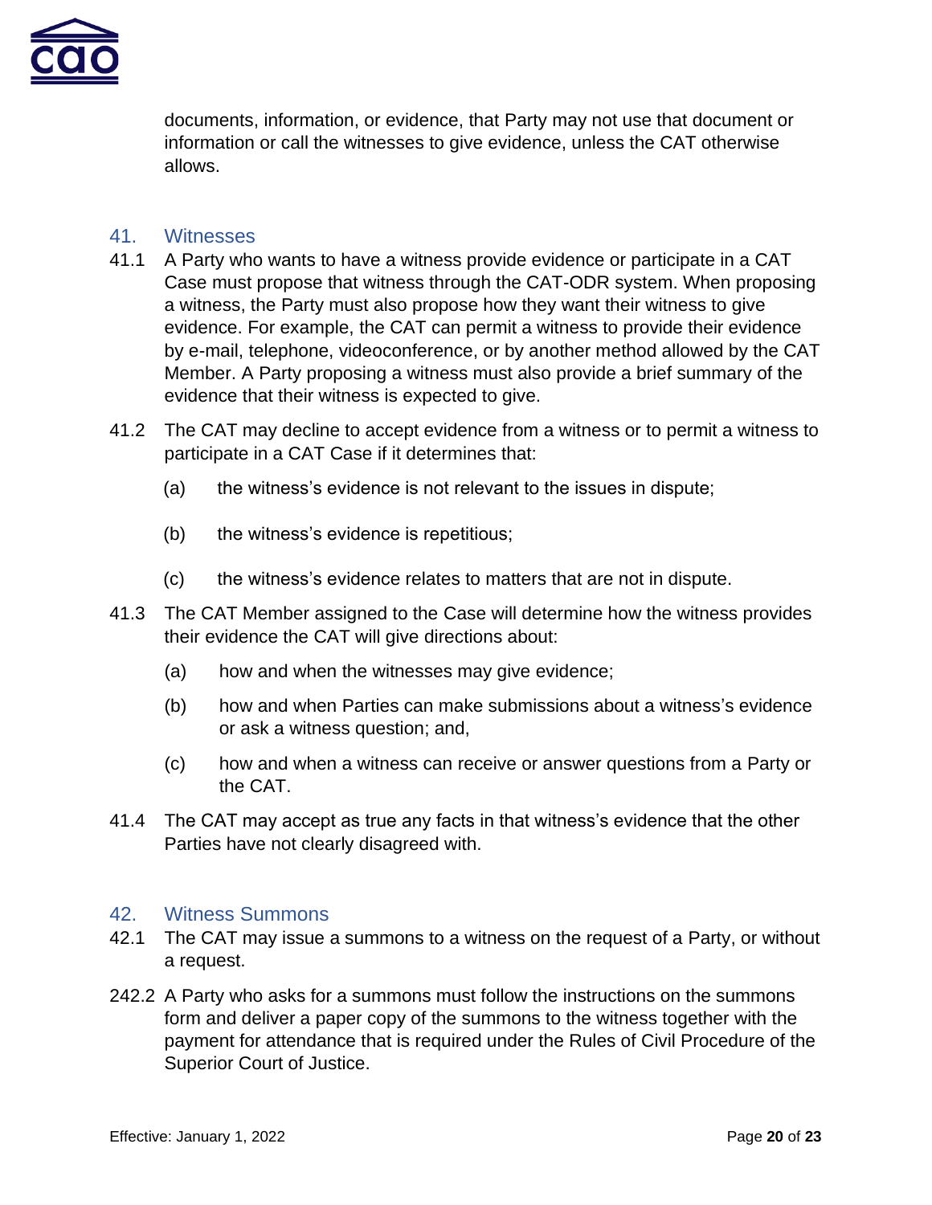documents, information, or evidence, that Party may not use that document or information or call the witnesses to give evidence, unless the CAT otherwise allows.

## 41. Witnesses

41.1 A Party who wants to have a witness provide evidence or participate in a CAT Case must propose that witness through the CAT-ODR system. When proposing a witness, the Party must also propose how they want their witness to give evidence. For example, the CAT can permit a witness to provide their evidence by e-mail, telephone, videoconference, or by another method allowed by the CAT Member. A Party proposing a witness must also provide a brief summary of the evidence that their witness is expected to give.

41.2 The CAT may decline to accept evidence from a witness or to permit a witness to participate in a CAT Case if it determines that:

(a) the witness's evidence is not relevant to the issues in dispute;

(b) the witness's evidence is repetitious;

(c) the witness's evidence relates to matters that are not in dispute.

41.3 The CAT Member assigned to the Case will determine how the witness provides their evidence the CAT will give directions about:

(a) how and when the witnesses may give evidence;

(b) how and when Parties can make submissions about a witness's evidence or ask a witness question; and,

(c) how and when a witness can receive or answer questions from a Party or the CAT.

41.4 The CAT may accept as true any facts in that witness's evidence that the other Parties have not clearly disagreed with.

## 42. Witness Summons

42.1 The CAT may issue a summons to a witness on the request of a Party, or without a request.

242.2 A Party who asks for a summons must follow the instructions on the summons form and deliver a paper copy of the summons to the witness together with the payment for attendance that is required under the Rules of Civil Procedure of the Superior Court of Justice.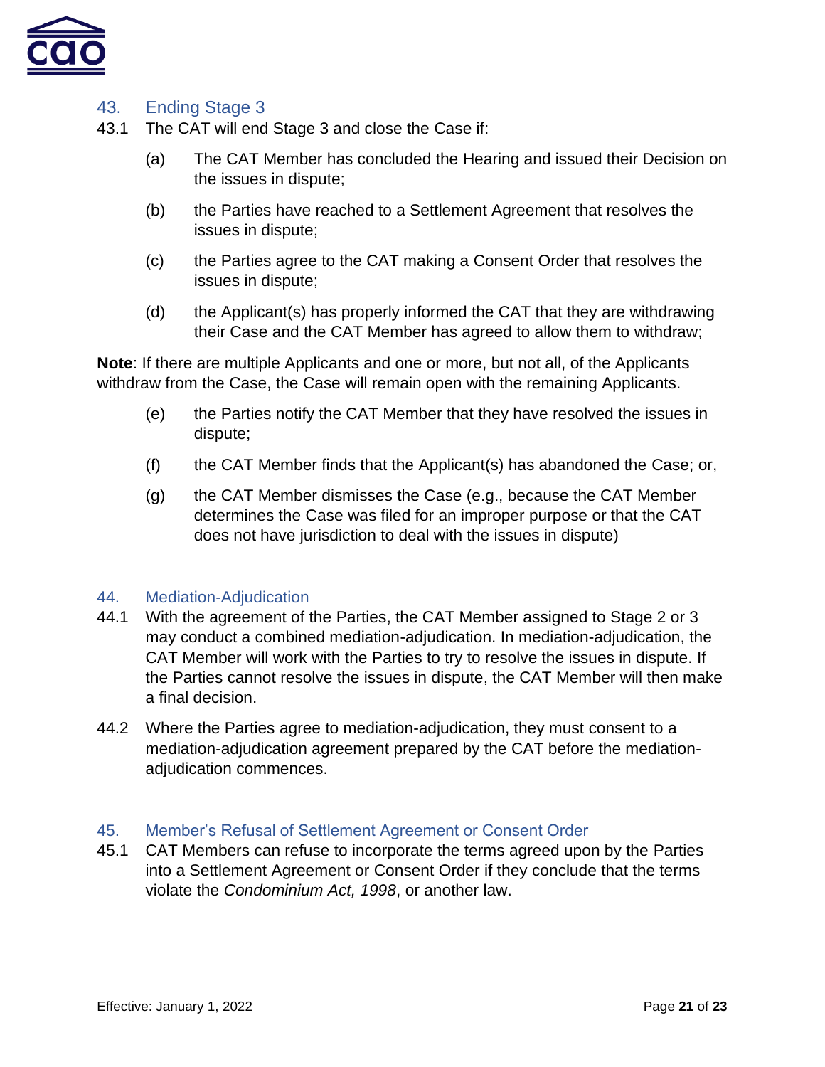## 43. Ending Stage 3

43.1 The CAT will end Stage 3 and close the Case if:

(a) The CAT Member has concluded the Hearing and issued their Decision on the issues in dispute;

(b) the Parties have reached to a Settlement Agreement that resolves the issues in dispute;

(c) the Parties agree to the CAT making a Consent Order that resolves the issues in dispute;

(d) the Applicant(s) has properly informed the CAT that they are withdrawing their Case and the CAT Member has agreed to allow them to withdraw;

**Note**: If there are multiple Applicants and one or more, but not all, of the Applicants withdraw from the Case, the Case will remain open with the remaining Applicants.

(e) the Parties notify the CAT Member that they have resolved the issues in dispute;

(f) the CAT Member finds that the Applicant(s) has abandoned the Case; or,

(g) the CAT Member dismisses the Case (e.g., because the CAT Member determines the Case was filed for an improper purpose or that the CAT does not have jurisdiction to deal with the issues in dispute)

## 44. Mediation-Adjudication

44.1 With the agreement of the Parties, the CAT Member assigned to Stage 2 or 3 may conduct a combined mediation-adjudication. In mediation-adjudication, the CAT Member will work with the Parties to try to resolve the issues in dispute. If the Parties cannot resolve the issues in dispute, the CAT Member will then make a final decision.

44.2 Where the Parties agree to mediation-adjudication, they must consent to a mediation-adjudication agreement prepared by the CAT before the mediation-adjudication commences.

## 45. Member's Refusal of Settlement Agreement or Consent Order

45.1 CAT Members can refuse to incorporate the terms agreed upon by the Parties into a Settlement Agreement or Consent Order if they conclude that the terms violate the *Condominium Act, 1998*, or another law.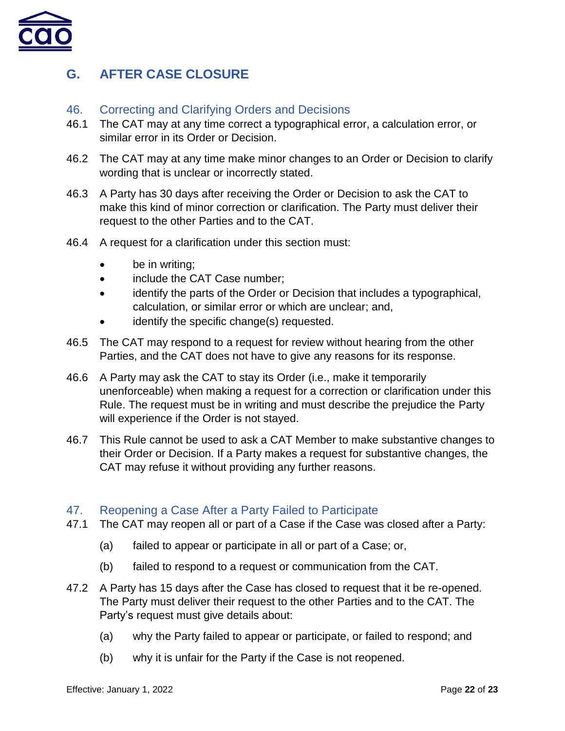## G. AFTER CASE CLOSURE

### 46. Correcting and Clarifying Orders and Decisions

46.1 The CAT may at any time correct a typographical error, a calculation error, or similar error in its Order or Decision.

46.2 The CAT may at any time make minor changes to an Order or Decision to clarify wording that is unclear or incorrectly stated.

46.3 A Party has 30 days after receiving the Order or Decision to ask the CAT to make this kind of minor correction or clarification. The Party must deliver their request to the other Parties and to the CAT.

46.4 A request for a clarification under this section must:

- be in writing;
- include the CAT Case number;
- identify the parts of the Order or Decision that includes a typographical, calculation, or similar error or which are unclear; and,
- identify the specific change(s) requested.

46.5 The CAT may respond to a request for review without hearing from the other Parties, and the CAT does not have to give any reasons for its response.

46.6 A Party may ask the CAT to stay its Order (i.e., make it temporarily unenforceable) when making a request for a correction or clarification under this Rule. The request must be in writing and must describe the prejudice the Party will experience if the Order is not stayed.

46.7 This Rule cannot be used to ask a CAT Member to make substantive changes to their Order or Decision. If a Party makes a request for substantive changes, the CAT may refuse it without providing any further reasons.

### 47. Reopening a Case After a Party Failed to Participate

47.1 The CAT may reopen all or part of a Case if the Case was closed after a Party:

(a) failed to appear or participate in all or part of a Case; or,

(b) failed to respond to a request or communication from the CAT.

47.2 A Party has 15 days after the Case has closed to request that it be re-opened. The Party must deliver their request to the other Parties and to the CAT. The Party's request must give details about:

(a) why the Party failed to appear or participate, or failed to respond; and

(b) why it is unfair for the Party if the Case is not reopened.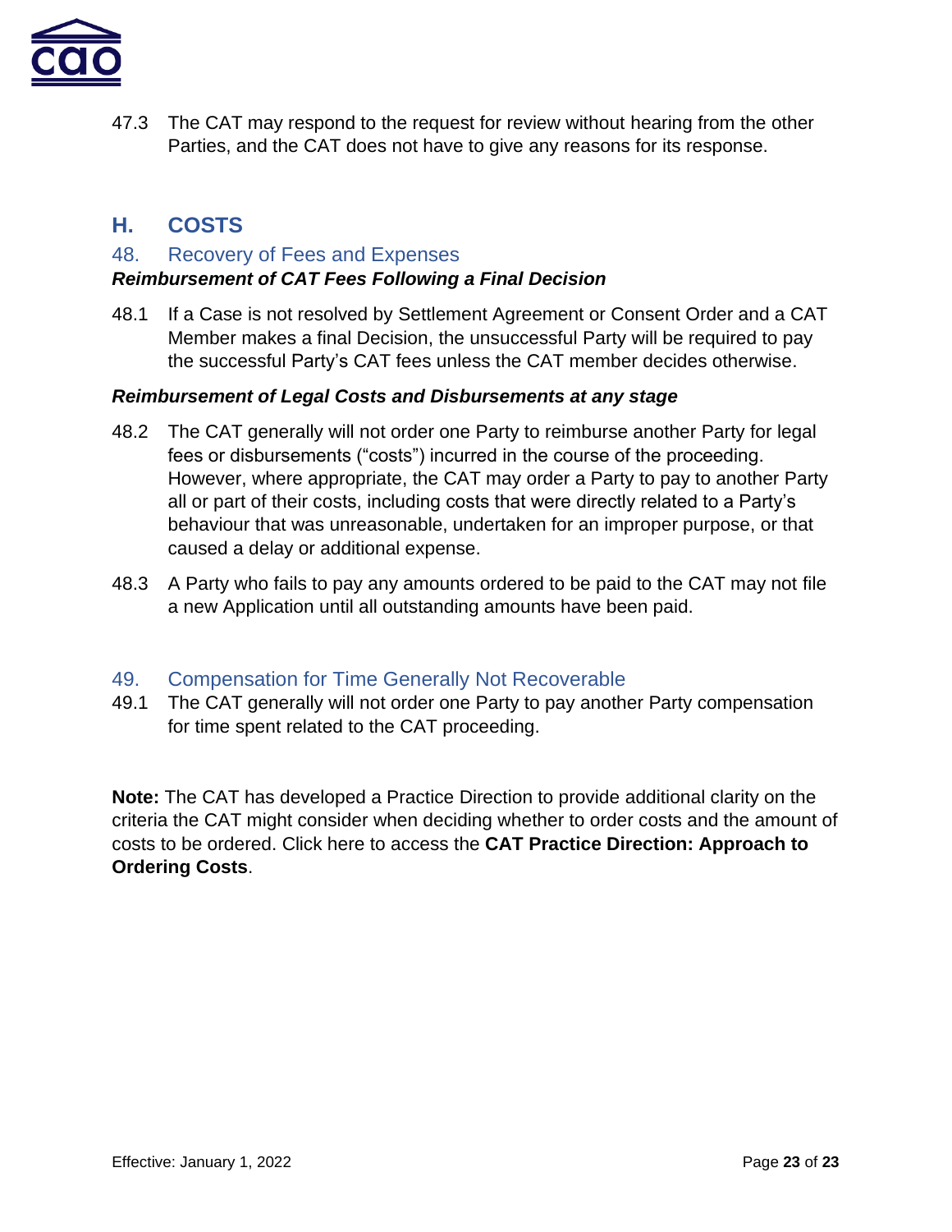47.3 The CAT may respond to the request for review without hearing from the other Parties, and the CAT does not have to give any reasons for its response.

## H. COSTS

### 48. Recovery of Fees and Expenses

***Reimbursement of CAT Fees Following a Final Decision***

48.1 If a Case is not resolved by Settlement Agreement or Consent Order and a CAT Member makes a final Decision, the unsuccessful Party will be required to pay the successful Party's CAT fees unless the CAT member decides otherwise.

***Reimbursement of Legal Costs and Disbursements at any stage***

48.2 The CAT generally will not order one Party to reimburse another Party for legal fees or disbursements ("costs") incurred in the course of the proceeding. However, where appropriate, the CAT may order a Party to pay to another Party all or part of their costs, including costs that were directly related to a Party's behaviour that was unreasonable, undertaken for an improper purpose, or that caused a delay or additional expense.

48.3 A Party who fails to pay any amounts ordered to be paid to the CAT may not file a new Application until all outstanding amounts have been paid.

### 49. Compensation for Time Generally Not Recoverable

49.1 The CAT generally will not order one Party to pay another Party compensation for time spent related to the CAT proceeding.

**Note:** The CAT has developed a Practice Direction to provide additional clarity on the criteria the CAT might consider when deciding whether to order costs and the amount of costs to be ordered. Click here to access the **CAT Practice Direction: Approach to Ordering Costs**.